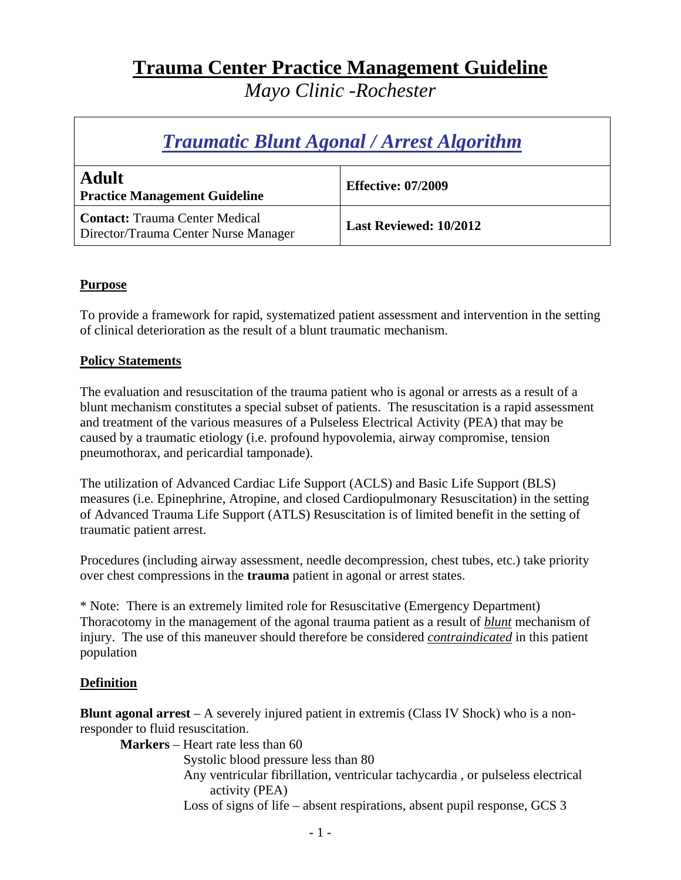# Trauma Center Practice Management Guideline

*Mayo Clinic -Rochester*

## *Traumatic Blunt Agonal / Arrest Algorithm*

| | |
|---|---|
| **Adult** **Practice Management Guideline** | **Effective: 07/2009** |
| **Contact:** Trauma Center Medical Director/Trauma Center Nurse Manager | **Last Reviewed: 10/2012** |

### Purpose

To provide a framework for rapid, systematized patient assessment and intervention in the setting of clinical deterioration as the result of a blunt traumatic mechanism.

### Policy Statements

The evaluation and resuscitation of the trauma patient who is agonal or arrests as a result of a blunt mechanism constitutes a special subset of patients. The resuscitation is a rapid assessment and treatment of the various measures of a Pulseless Electrical Activity (PEA) that may be caused by a traumatic etiology (i.e. profound hypovolemia, airway compromise, tension pneumothorax, and pericardial tamponade).

The utilization of Advanced Cardiac Life Support (ACLS) and Basic Life Support (BLS) measures (i.e. Epinephrine, Atropine, and closed Cardiopulmonary Resuscitation) in the setting of Advanced Trauma Life Support (ATLS) Resuscitation is of limited benefit in the setting of traumatic patient arrest.

Procedures (including airway assessment, needle decompression, chest tubes, etc.) take priority over chest compressions in the **trauma** patient in agonal or arrest states.

* Note: There is an extremely limited role for Resuscitative (Emergency Department) Thoracotomy in the management of the agonal trauma patient as a result of ***blunt*** mechanism of injury. The use of this maneuver should therefore be considered ***contraindicated*** in this patient population

### Definition

**Blunt agonal arrest** – A severely injured patient in extremis (Class IV Shock) who is a non-responder to fluid resuscitation.

**Markers** – Heart rate less than 60
- Systolic blood pressure less than 80
- Any ventricular fibrillation, ventricular tachycardia , or pulseless electrical activity (PEA)
- Loss of signs of life – absent respirations, absent pupil response, GCS 3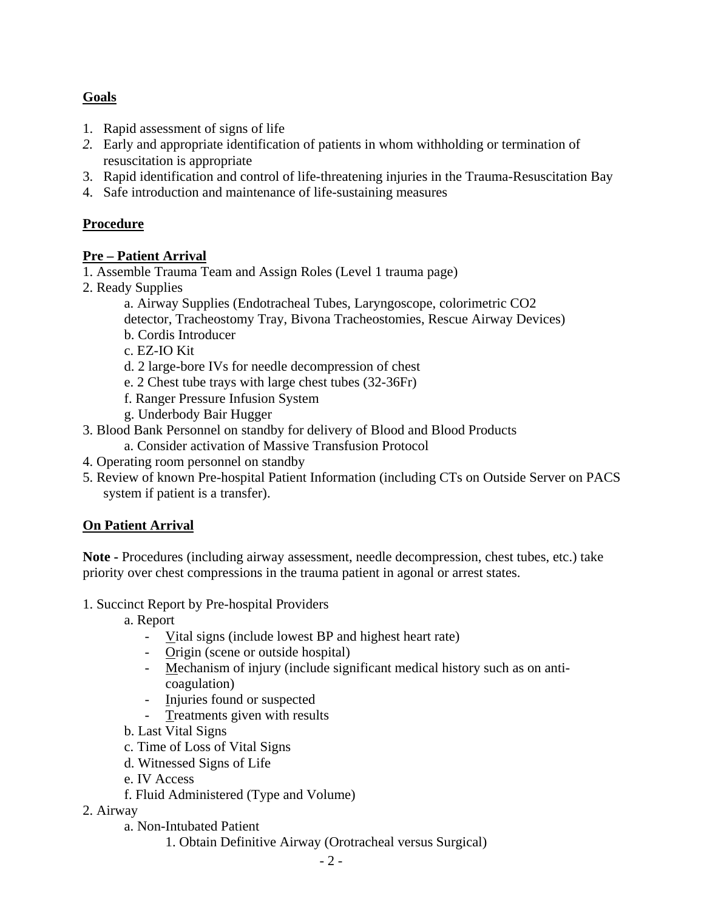**Goals**

1. Rapid assessment of signs of life
2. Early and appropriate identification of patients in whom withholding or termination of resuscitation is appropriate
3. Rapid identification and control of life-threatening injuries in the Trauma-Resuscitation Bay
4. Safe introduction and maintenance of life-sustaining measures

**Procedure**

**Pre – Patient Arrival**

1. Assemble Trauma Team and Assign Roles (Level 1 trauma page)
2. Ready Supplies
   - a. Airway Supplies (Endotracheal Tubes, Laryngoscope, colorimetric CO2 detector, Tracheostomy Tray, Bivona Tracheostomies, Rescue Airway Devices)
   - b. Cordis Introducer
   - c. EZ-IO Kit
   - d. 2 large-bore IVs for needle decompression of chest
   - e. 2 Chest tube trays with large chest tubes (32-36Fr)
   - f. Ranger Pressure Infusion System
   - g. Underbody Bair Hugger
3. Blood Bank Personnel on standby for delivery of Blood and Blood Products
   - a. Consider activation of Massive Transfusion Protocol
4. Operating room personnel on standby
5. Review of known Pre-hospital Patient Information (including CTs on Outside Server on PACS system if patient is a transfer).

**On Patient Arrival**

**Note -** Procedures (including airway assessment, needle decompression, chest tubes, etc.) take priority over chest compressions in the trauma patient in agonal or arrest states.

1. Succinct Report by Pre-hospital Providers
   - a. Report
     - Vital signs (include lowest BP and highest heart rate)
     - Origin (scene or outside hospital)
     - Mechanism of injury (include significant medical history such as on anti-coagulation)
     - Injuries found or suspected
     - Treatments given with results
   - b. Last Vital Signs
   - c. Time of Loss of Vital Signs
   - d. Witnessed Signs of Life
   - e. IV Access
   - f. Fluid Administered (Type and Volume)
2. Airway
   - a. Non-Intubated Patient
     1. Obtain Definitive Airway (Orotracheal versus Surgical)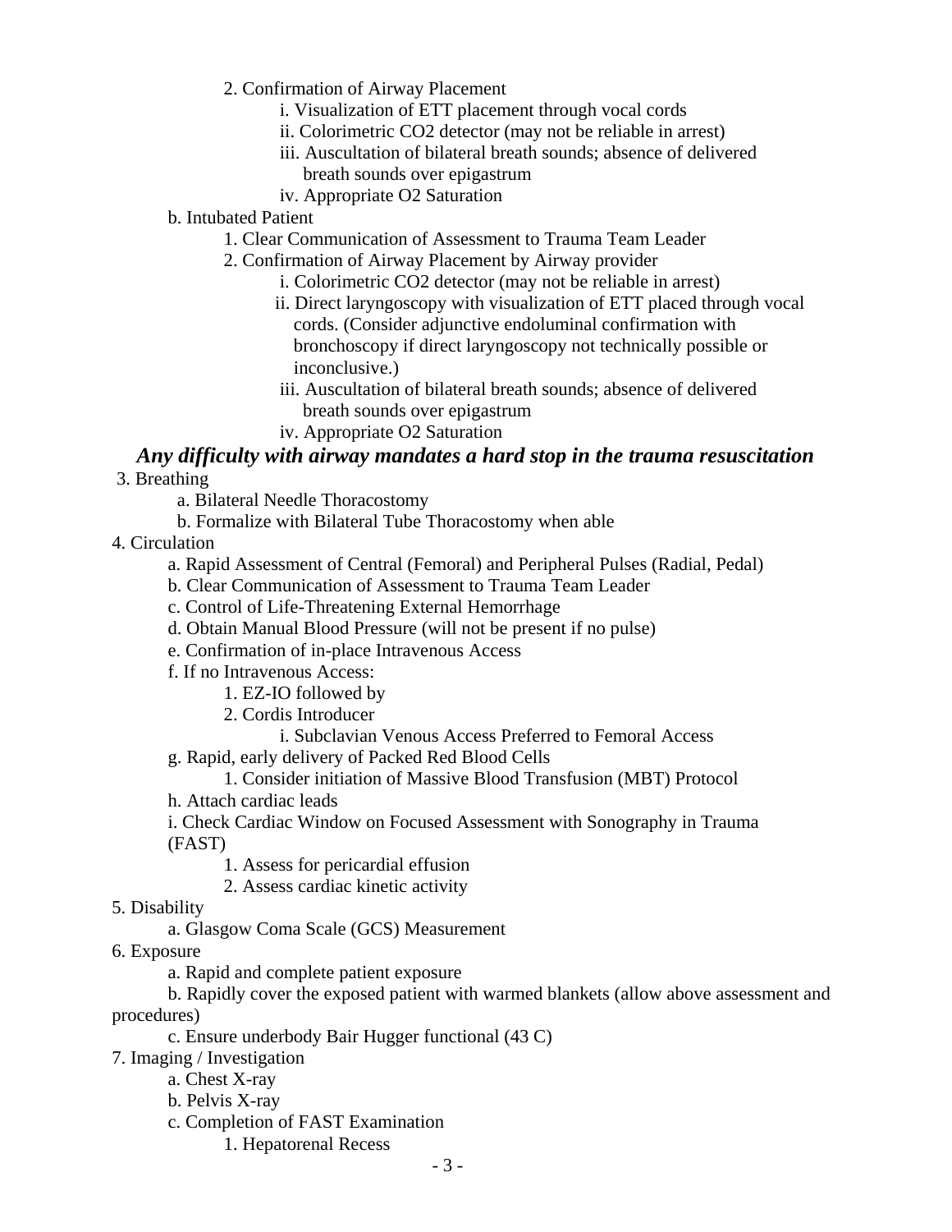2. Confirmation of Airway Placement
    - i. Visualization of ETT placement through vocal cords
    - ii. Colorimetric $CO_2$ detector (may not be reliable in arrest)
    - iii. Auscultation of bilateral breath sounds; absence of delivered breath sounds over epigastrum
    - iv. Appropriate $O_2$ Saturation

b. Intubated Patient

1. Clear Communication of Assessment to Trauma Team Leader
2. Confirmation of Airway Placement by Airway provider
    - i. Colorimetric $CO_2$ detector (may not be reliable in arrest)
    - ii. Direct laryngoscopy with visualization of ETT placed through vocal cords. (Consider adjunctive endoluminal confirmation with bronchoscopy if direct laryngoscopy not technically possible or inconclusive.)
    - iii. Auscultation of bilateral breath sounds; absence of delivered breath sounds over epigastrum
    - iv. Appropriate $O_2$ Saturation

***Any difficulty with airway mandates a hard stop in the trauma resuscitation***

3. Breathing
    - a. Bilateral Needle Thoracostomy
    - b. Formalize with Bilateral Tube Thoracostomy when able
4. Circulation
    - a. Rapid Assessment of Central (Femoral) and Peripheral Pulses (Radial, Pedal)
    - b. Clear Communication of Assessment to Trauma Team Leader
    - c. Control of Life-Threatening External Hemorrhage
    - d. Obtain Manual Blood Pressure (will not be present if no pulse)
    - e. Confirmation of in-place Intravenous Access
    - f. If no Intravenous Access:
        1. EZ-IO followed by
        2. Cordis Introducer
            - i. Subclavian Venous Access Preferred to Femoral Access
    - g. Rapid, early delivery of Packed Red Blood Cells
        1. Consider initiation of Massive Blood Transfusion (MBT) Protocol
    - h. Attach cardiac leads
    - i. Check Cardiac Window on Focused Assessment with Sonography in Trauma (FAST)
        1. Assess for pericardial effusion
        2. Assess cardiac kinetic activity
5. Disability
    - a. Glasgow Coma Scale (GCS) Measurement
6. Exposure
    - a. Rapid and complete patient exposure
    - b. Rapidly cover the exposed patient with warmed blankets (allow above assessment and procedures)
    - c. Ensure underbody Bair Hugger functional (43 C)
7. Imaging / Investigation
    - a. Chest X-ray
    - b. Pelvis X-ray
    - c. Completion of FAST Examination
        1. Hepatorenal Recess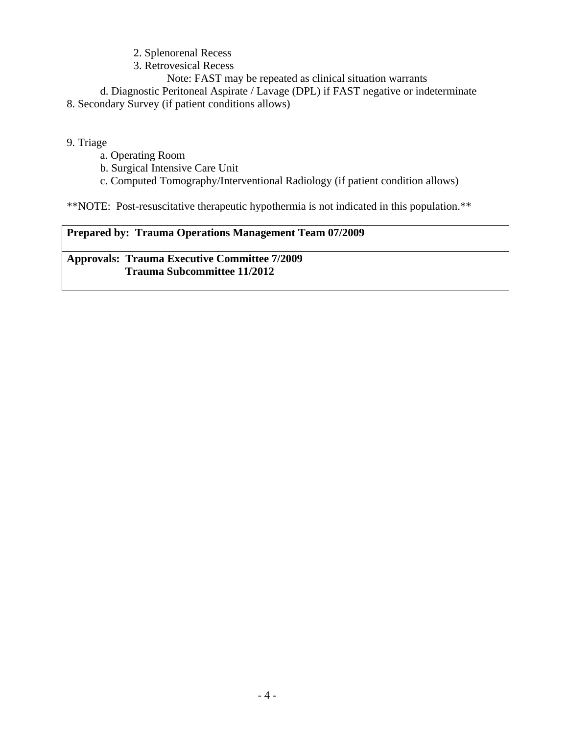2. Splenorenal Recess
3. Retrovesical Recess

Note: FAST may be repeated as clinical situation warrants

d. Diagnostic Peritoneal Aspirate / Lavage (DPL) if FAST negative or indeterminate

8. Secondary Survey (if patient conditions allows)

9. Triage

a. Operating Room
b. Surgical Intensive Care Unit
c. Computed Tomography/Interventional Radiology (if patient condition allows)

**NOTE: Post-resuscitative therapeutic hypothermia is not indicated in this population.**

| |
|---|
| **Prepared by: Trauma Operations Management Team 07/2009** |
| **Approvals: Trauma Executive Committee 7/2009**<br>**Trauma Subcommittee 11/2012** |